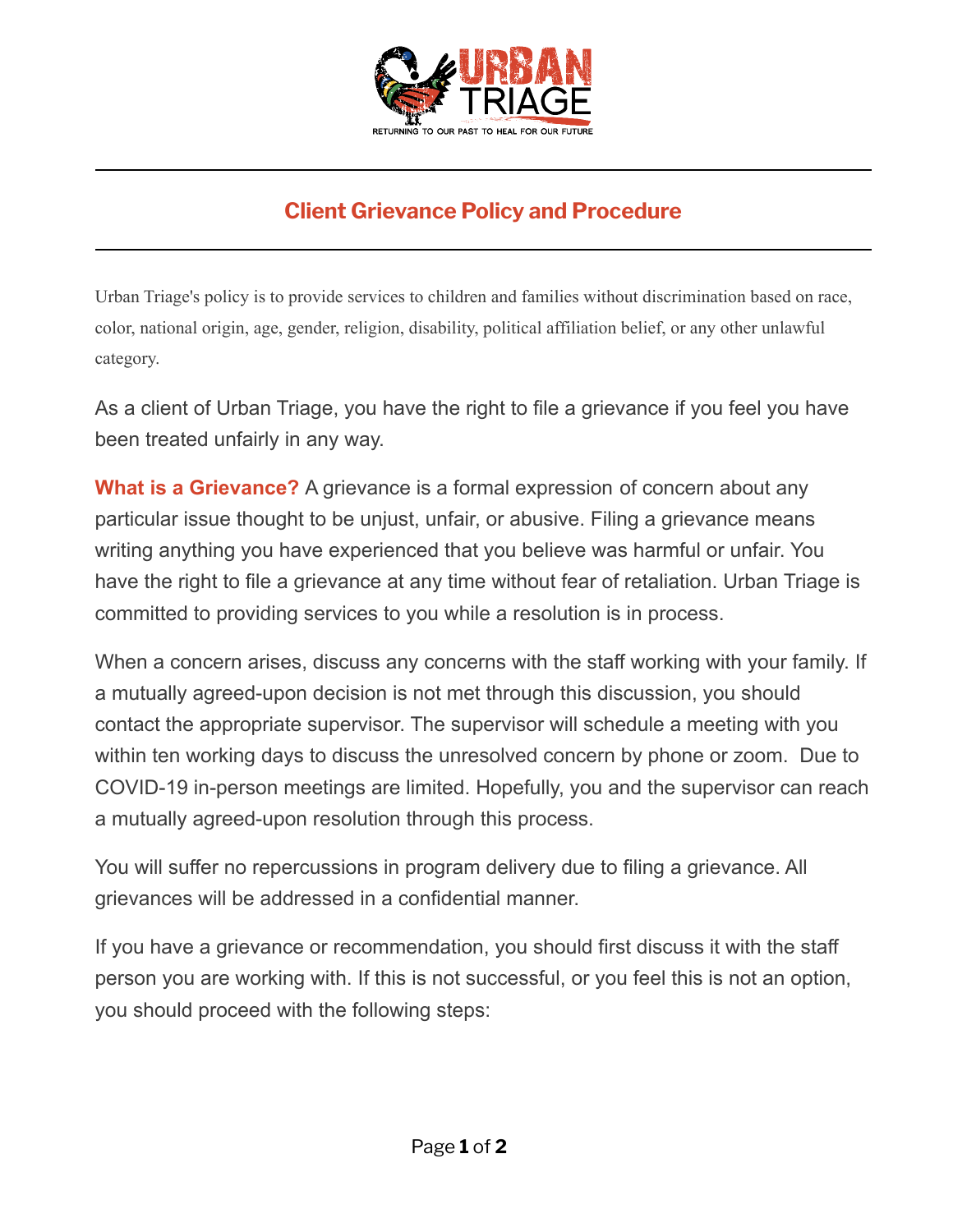# Client Grievance Policy and Procedure

Urban Triage's policy is to provide services to children and families without discrimination based on race, color, national origin, age, gender, religion, disability, political affiliation belief, or any other unlawful category.

As a client of Urban Triage, you have the right to file a grievance if you feel you have been treated unfairly in any way.

**What is a Grievance?** A grievance is a formal expression of concern about any particular issue thought to be unjust, unfair, or abusive. Filing a grievance means writing anything you have experienced that you believe was harmful or unfair. You have the right to file a grievance at any time without fear of retaliation. Urban Triage is committed to providing services to you while a resolution is in process.

When a concern arises, discuss any concerns with the staff working with your family. If a mutually agreed-upon decision is not met through this discussion, you should contact the appropriate supervisor. The supervisor will schedule a meeting with you within ten working days to discuss the unresolved concern by phone or zoom. Due to COVID-19 in-person meetings are limited. Hopefully, you and the supervisor can reach a mutually agreed-upon resolution through this process.

You will suffer no repercussions in program delivery due to filing a grievance. All grievances will be addressed in a confidential manner.

If you have a grievance or recommendation, you should first discuss it with the staff person you are working with. If this is not successful, or you feel this is not an option, you should proceed with the following steps: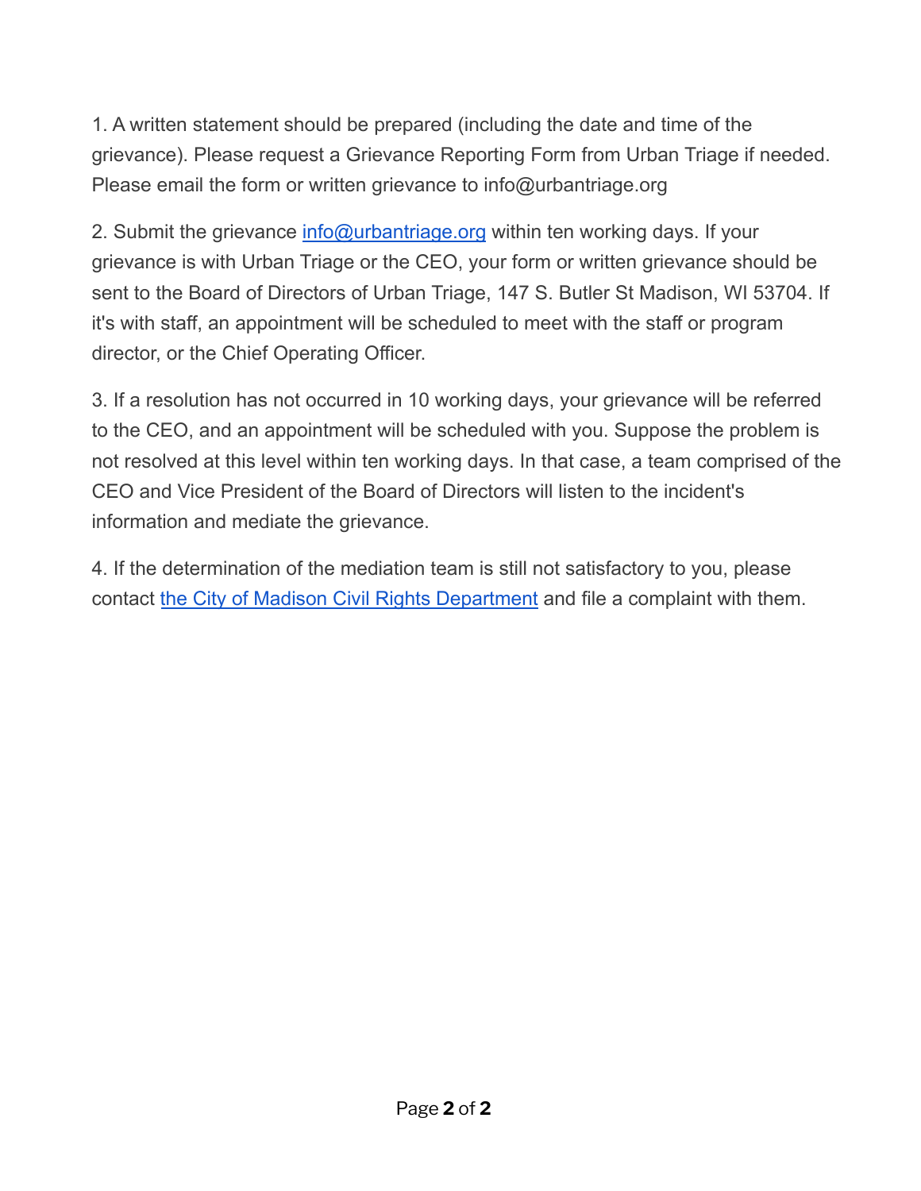1. A written statement should be prepared (including the date and time of the grievance). Please request a Grievance Reporting Form from Urban Triage if needed. Please email the form or written grievance to info@urbantriage.org

2. Submit the grievance info@urbantriage.org within ten working days. If your grievance is with Urban Triage or the CEO, your form or written grievance should be sent to the Board of Directors of Urban Triage, 147 S. Butler St Madison, WI 53704. If it's with staff, an appointment will be scheduled to meet with the staff or program director, or the Chief Operating Officer.

3. If a resolution has not occurred in 10 working days, your grievance will be referred to the CEO, and an appointment will be scheduled with you. Suppose the problem is not resolved at this level within ten working days. In that case, a team comprised of the CEO and Vice President of the Board of Directors will listen to the incident's information and mediate the grievance.

4. If the determination of the mediation team is still not satisfactory to you, please contact the City of Madison Civil Rights Department and file a complaint with them.